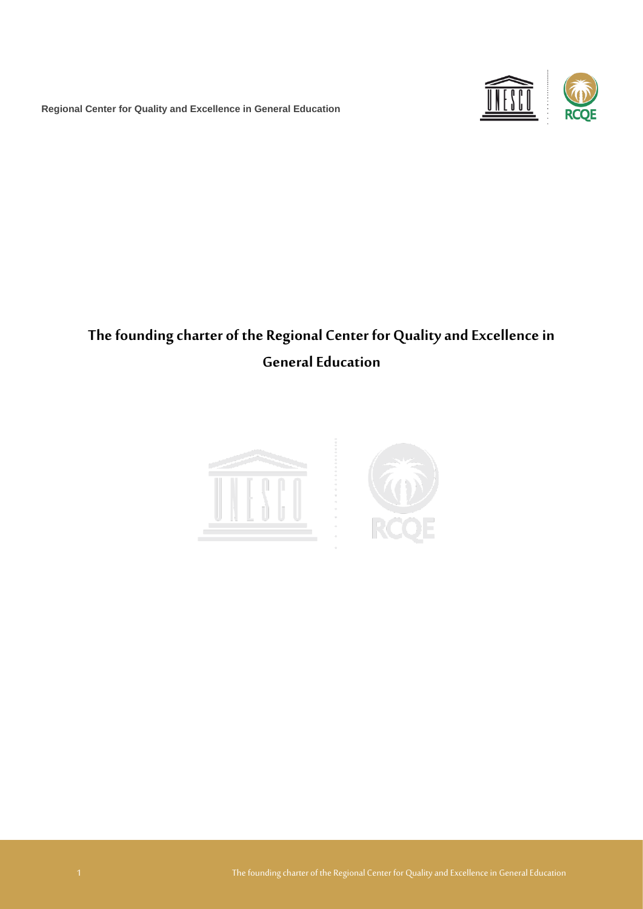Regional Center for Quality and Excellence in General Education

# The founding charter of the Regional Center for Quality and Excellence in General Education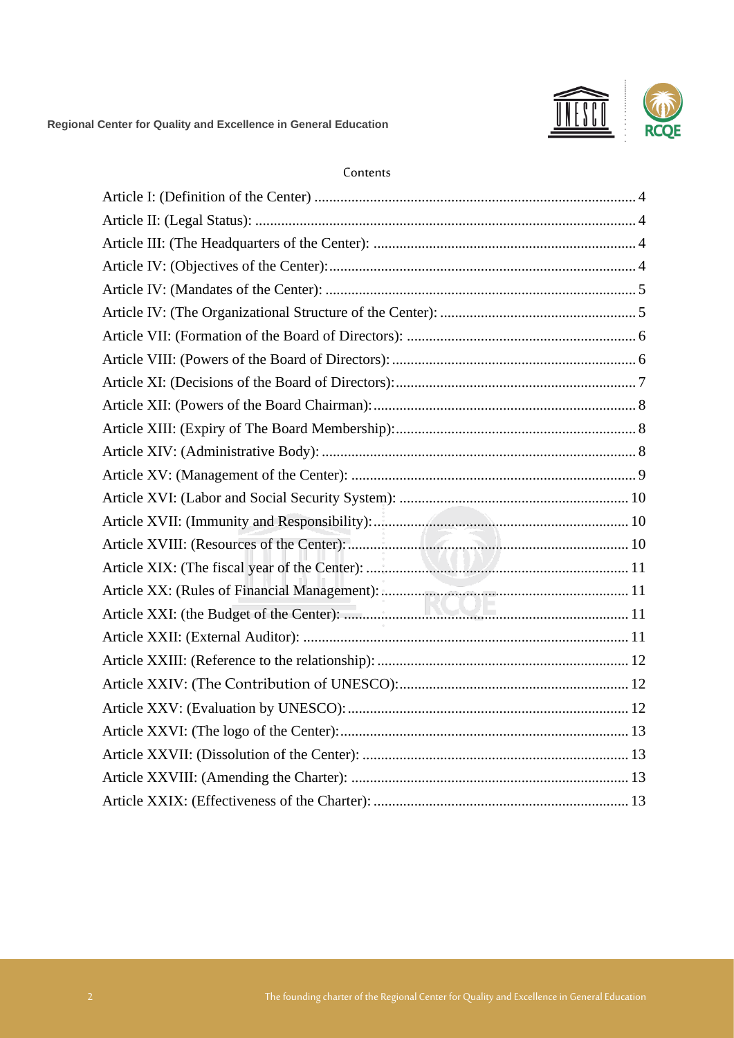Contents

Article I: (Definition of the Center) ........................................................................................ 4

Article II: (Legal Status): ........................................................................................................ 4

Article III: (The Headquarters of the Center): ........................................................................ 4

Article IV: (Objectives of the Center):.................................................................................... 4

Article IV: (Mandates of the Center): ..................................................................................... 5

Article IV: (The Organizational Structure of the Center): ...................................................... 5

Article VII: (Formation of the Board of Directors): ............................................................... 6

Article VIII: (Powers of the Board of Directors):................................................................... 6

Article XI: (Decisions of the Board of Directors):.................................................................. 7

Article XII: (Powers of the Board Chairman):........................................................................ 8

Article XIII: (Expiry of The Board Membership):.................................................................. 8

Article XIV: (Administrative Body): ...................................................................................... 8

Article XV: (Management of the Center): .............................................................................. 9

Article XVI: (Labor and Social Security System): ............................................................... 10

Article XVII: (Immunity and Responsibility):...................................................................... 10

Article XVIII: (Resources of the Center):............................................................................. 10

Article XIX: (The fiscal year of the Center): ........................................................................ 11

Article XX: (Rules of Financial Management):.................................................................... 11

Article XXI: (the Budget of the Center): .............................................................................. 11

Article XXII: (External Auditor): ......................................................................................... 11

Article XXIII: (Reference to the relationship):..................................................................... 12

Article XXIV: (The Contribution of UNESCO):.................................................................. 12

Article XXV: (Evaluation by UNESCO):............................................................................. 12

Article XXVI: (The logo of the Center):............................................................................... 13

Article XXVII: (Dissolution of the Center): ......................................................................... 13

Article XXVIII: (Amending the Charter): ............................................................................ 13

Article XXIX: (Effectiveness of the Charter): ...................................................................... 13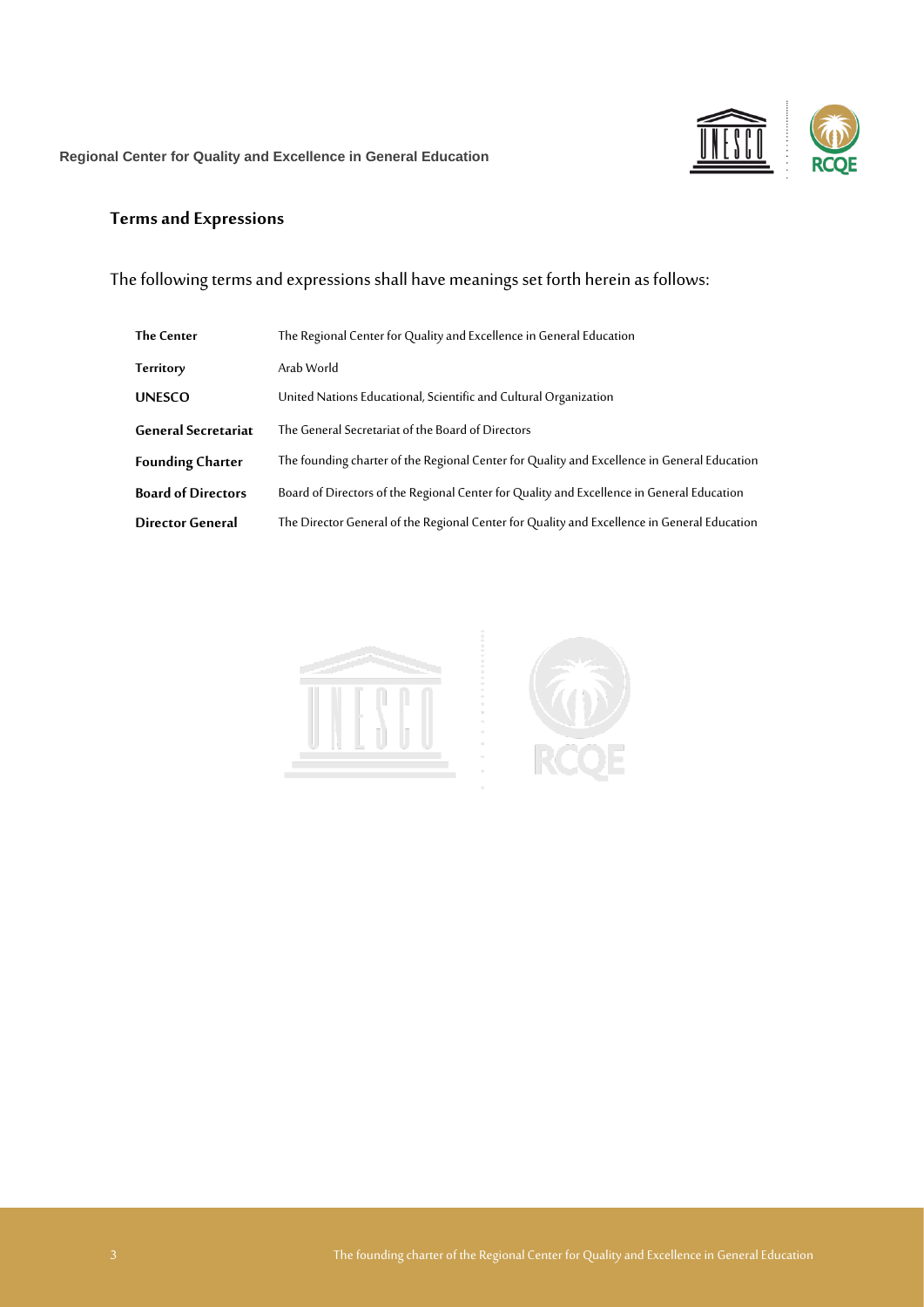## Terms and Expressions

The following terms and expressions shall have meanings set forth herein as follows:

| | |
|---|---|
| **The Center** | The Regional Center for Quality and Excellence in General Education |
| **Territory** | Arab World |
| **UNESCO** | United Nations Educational, Scientific and Cultural Organization |
| **General Secretariat** | The General Secretariat of the Board of Directors |
| **Founding Charter** | The founding charter of the Regional Center for Quality and Excellence in General Education |
| **Board of Directors** | Board of Directors of the Regional Center for Quality and Excellence in General Education |
| **Director General** | The Director General of the Regional Center for Quality and Excellence in General Education |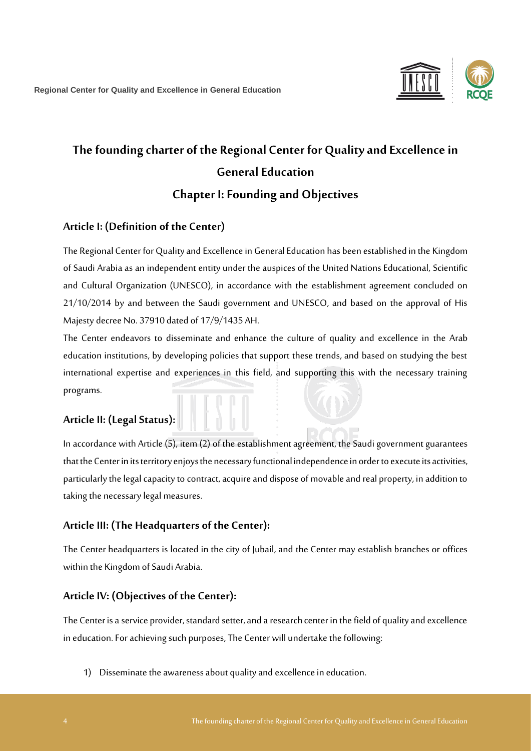# The founding charter of the Regional Center for Quality and Excellence in General Education

## Chapter I: Founding and Objectives

### Article I: (Definition of the Center)

The Regional Center for Quality and Excellence in General Education has been established in the Kingdom of Saudi Arabia as an independent entity under the auspices of the United Nations Educational, Scientific and Cultural Organization (UNESCO), in accordance with the establishment agreement concluded on 21/10/2014 by and between the Saudi government and UNESCO, and based on the approval of His Majesty decree No. 37910 dated of 17/9/1435 AH.

The Center endeavors to disseminate and enhance the culture of quality and excellence in the Arab education institutions, by developing policies that support these trends, and based on studying the best international expertise and experiences in this field, and supporting this with the necessary training programs.

### Article II: (Legal Status):

In accordance with Article (5), item (2) of the establishment agreement, the Saudi government guarantees that the Center in its territory enjoys the necessary functional independence in order to execute its activities, particularly the legal capacity to contract, acquire and dispose of movable and real property, in addition to taking the necessary legal measures.

### Article III: (The Headquarters of the Center):

The Center headquarters is located in the city of Jubail, and the Center may establish branches or offices within the Kingdom of Saudi Arabia.

### Article IV: (Objectives of the Center):

The Center is a service provider, standard setter, and a research center in the field of quality and excellence in education. For achieving such purposes, The Center will undertake the following:

1) Disseminate the awareness about quality and excellence in education.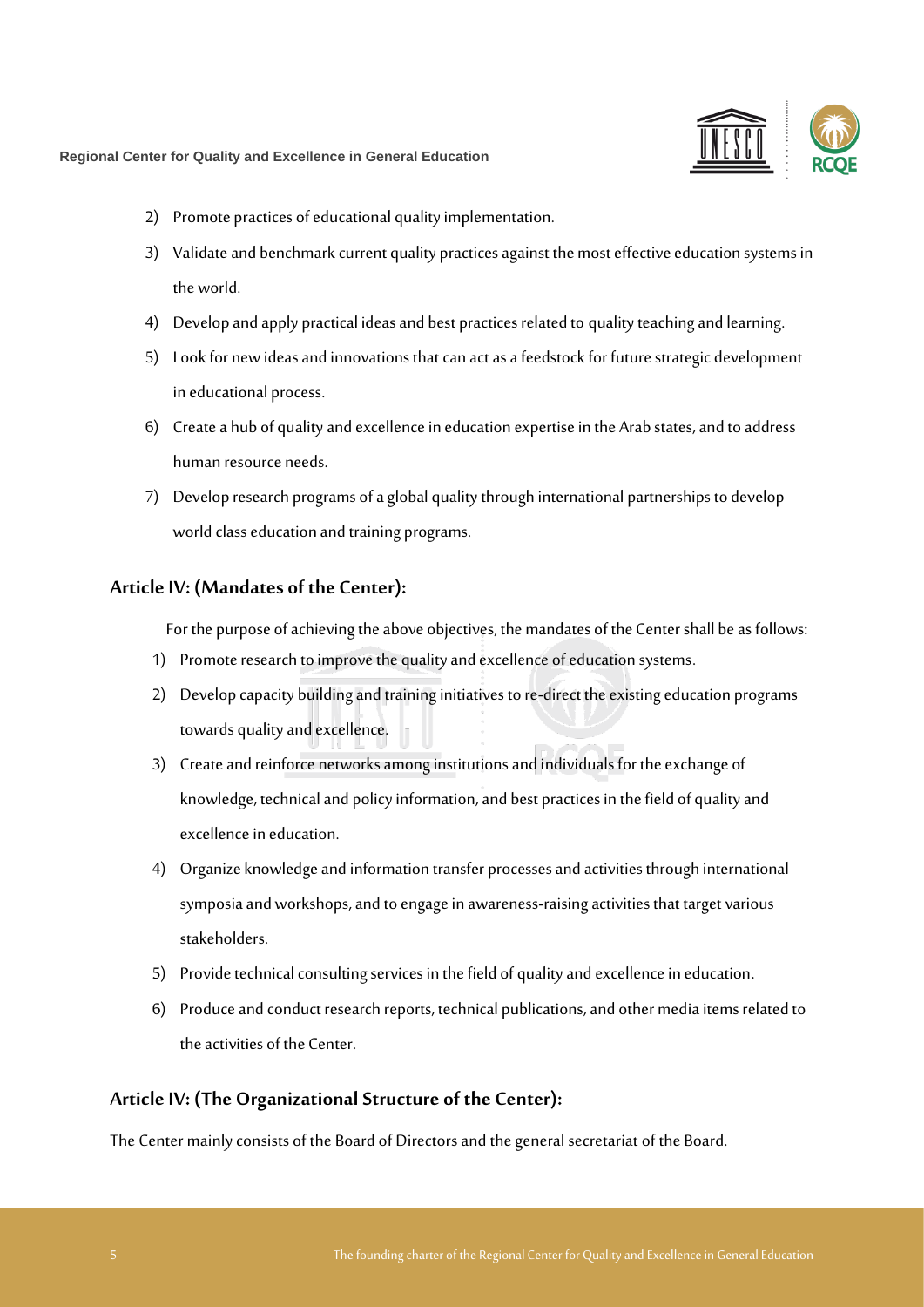2) Promote practices of educational quality implementation.
3) Validate and benchmark current quality practices against the most effective education systems in the world.
4) Develop and apply practical ideas and best practices related to quality teaching and learning.
5) Look for new ideas and innovations that can act as a feedstock for future strategic development in educational process.
6) Create a hub of quality and excellence in education expertise in the Arab states, and to address human resource needs.
7) Develop research programs of a global quality through international partnerships to develop world class education and training programs.

## Article IV: (Mandates of the Center):

For the purpose of achieving the above objectives, the mandates of the Center shall be as follows:

1) Promote research to improve the quality and excellence of education systems.
2) Develop capacity building and training initiatives to re-direct the existing education programs towards quality and excellence.
3) Create and reinforce networks among institutions and individuals for the exchange of knowledge, technical and policy information, and best practices in the field of quality and excellence in education.
4) Organize knowledge and information transfer processes and activities through international symposia and workshops, and to engage in awareness-raising activities that target various stakeholders.
5) Provide technical consulting services in the field of quality and excellence in education.
6) Produce and conduct research reports, technical publications, and other media items related to the activities of the Center.

## Article IV: (The Organizational Structure of the Center):

The Center mainly consists of the Board of Directors and the general secretariat of the Board.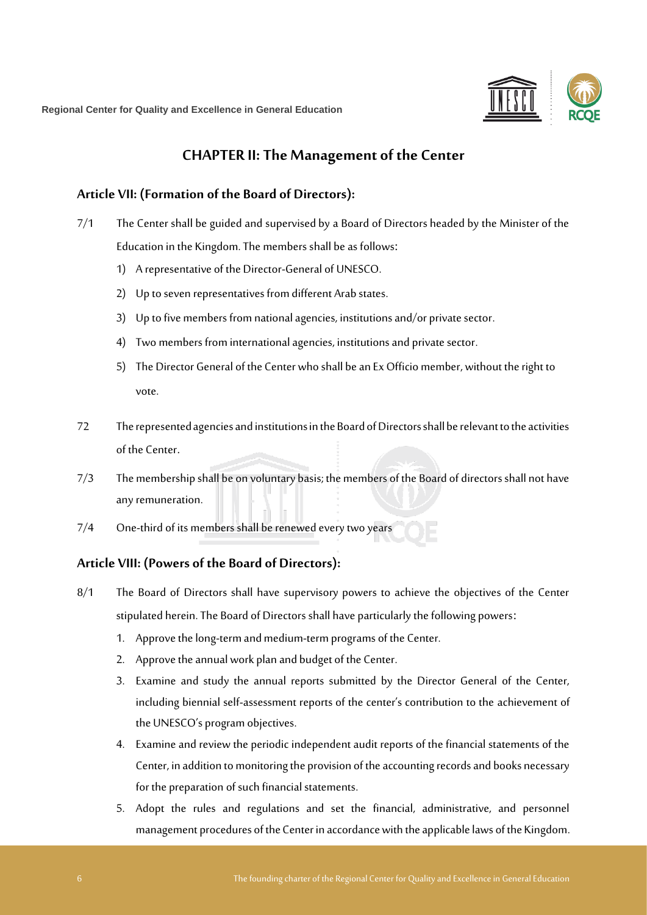## CHAPTER II: The Management of the Center

### Article VII: (Formation of the Board of Directors):

7/1 The Center shall be guided and supervised by a Board of Directors headed by the Minister of the Education in the Kingdom. The members shall be as follows:

1) A representative of the Director-General of UNESCO.
2) Up to seven representatives from different Arab states.
3) Up to five members from national agencies, institutions and/or private sector.
4) Two members from international agencies, institutions and private sector.
5) The Director General of the Center who shall be an Ex Officio member, without the right to vote.

72 The represented agencies and institutions in the Board of Directors shall be relevant to the activities of the Center.

7/3 The membership shall be on voluntary basis; the members of the Board of directors shall not have any remuneration.

7/4 One-third of its members shall be renewed every two years

### Article VIII: (Powers of the Board of Directors):

8/1 The Board of Directors shall have supervisory powers to achieve the objectives of the Center stipulated herein. The Board of Directors shall have particularly the following powers:

1. Approve the long-term and medium-term programs of the Center.
2. Approve the annual work plan and budget of the Center.
3. Examine and study the annual reports submitted by the Director General of the Center, including biennial self-assessment reports of the center's contribution to the achievement of the UNESCO's program objectives.
4. Examine and review the periodic independent audit reports of the financial statements of the Center, in addition to monitoring the provision of the accounting records and books necessary for the preparation of such financial statements.
5. Adopt the rules and regulations and set the financial, administrative, and personnel management procedures of the Center in accordance with the applicable laws of the Kingdom.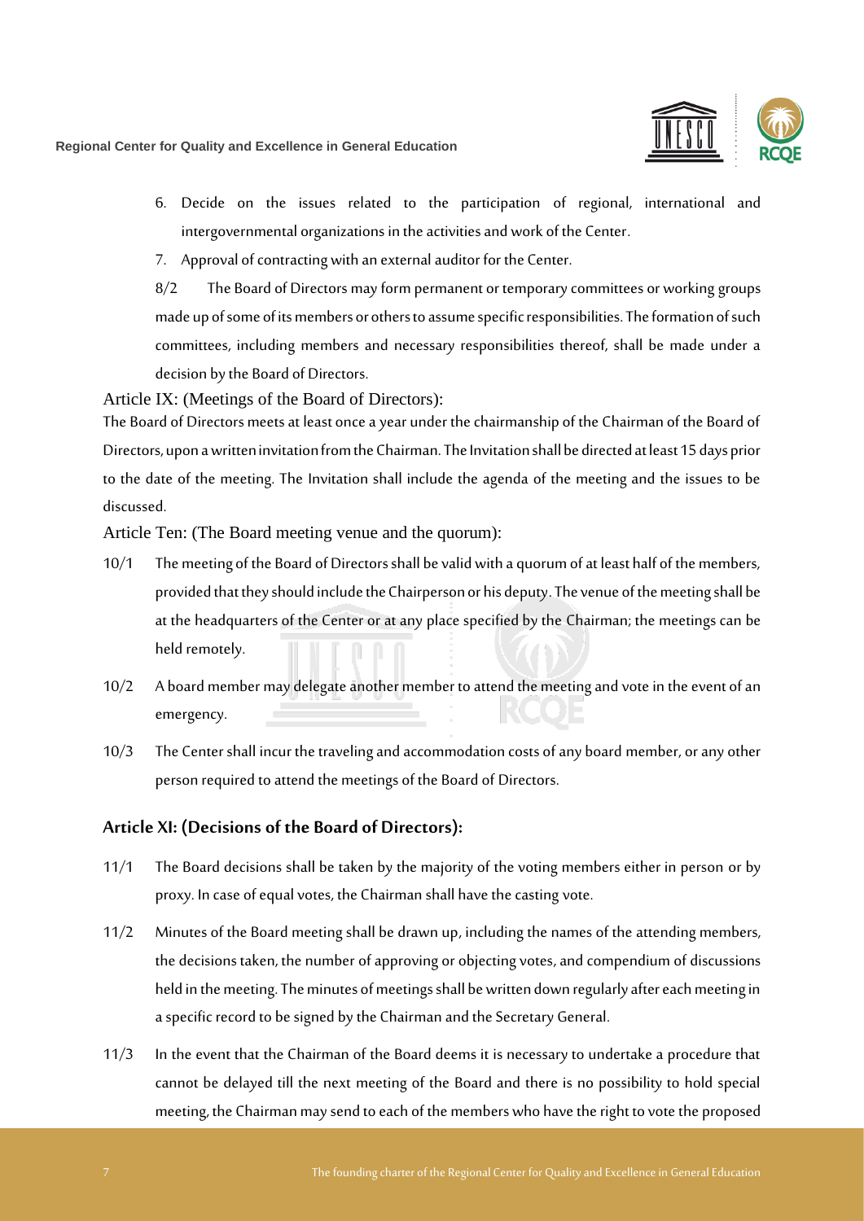6. Decide on the issues related to the participation of regional, international and intergovernmental organizations in the activities and work of the Center.
7. Approval of contracting with an external auditor for the Center.

8/2 The Board of Directors may form permanent or temporary committees or working groups made up of some of its members or others to assume specific responsibilities. The formation of such committees, including members and necessary responsibilities thereof, shall be made under a decision by the Board of Directors.

### Article IX: (Meetings of the Board of Directors):

The Board of Directors meets at least once a year under the chairmanship of the Chairman of the Board of Directors, upon a written invitation from the Chairman. The Invitation shall be directed at least 15 days prior to the date of the meeting. The Invitation shall include the agenda of the meeting and the issues to be discussed.

### Article Ten: (The Board meeting venue and the quorum):

10/1 The meeting of the Board of Directors shall be valid with a quorum of at least half of the members, provided that they should include the Chairperson or his deputy. The venue of the meeting shall be at the headquarters of the Center or at any place specified by the Chairman; the meetings can be held remotely.

10/2 A board member may delegate another member to attend the meeting and vote in the event of an emergency.

10/3 The Center shall incur the traveling and accommodation costs of any board member, or any other person required to attend the meetings of the Board of Directors.

### Article XI: (Decisions of the Board of Directors):

11/1 The Board decisions shall be taken by the majority of the voting members either in person or by proxy. In case of equal votes, the Chairman shall have the casting vote.

11/2 Minutes of the Board meeting shall be drawn up, including the names of the attending members, the decisions taken, the number of approving or objecting votes, and compendium of discussions held in the meeting. The minutes of meetings shall be written down regularly after each meeting in a specific record to be signed by the Chairman and the Secretary General.

11/3 In the event that the Chairman of the Board deems it is necessary to undertake a procedure that cannot be delayed till the next meeting of the Board and there is no possibility to hold special meeting, the Chairman may send to each of the members who have the right to vote the proposed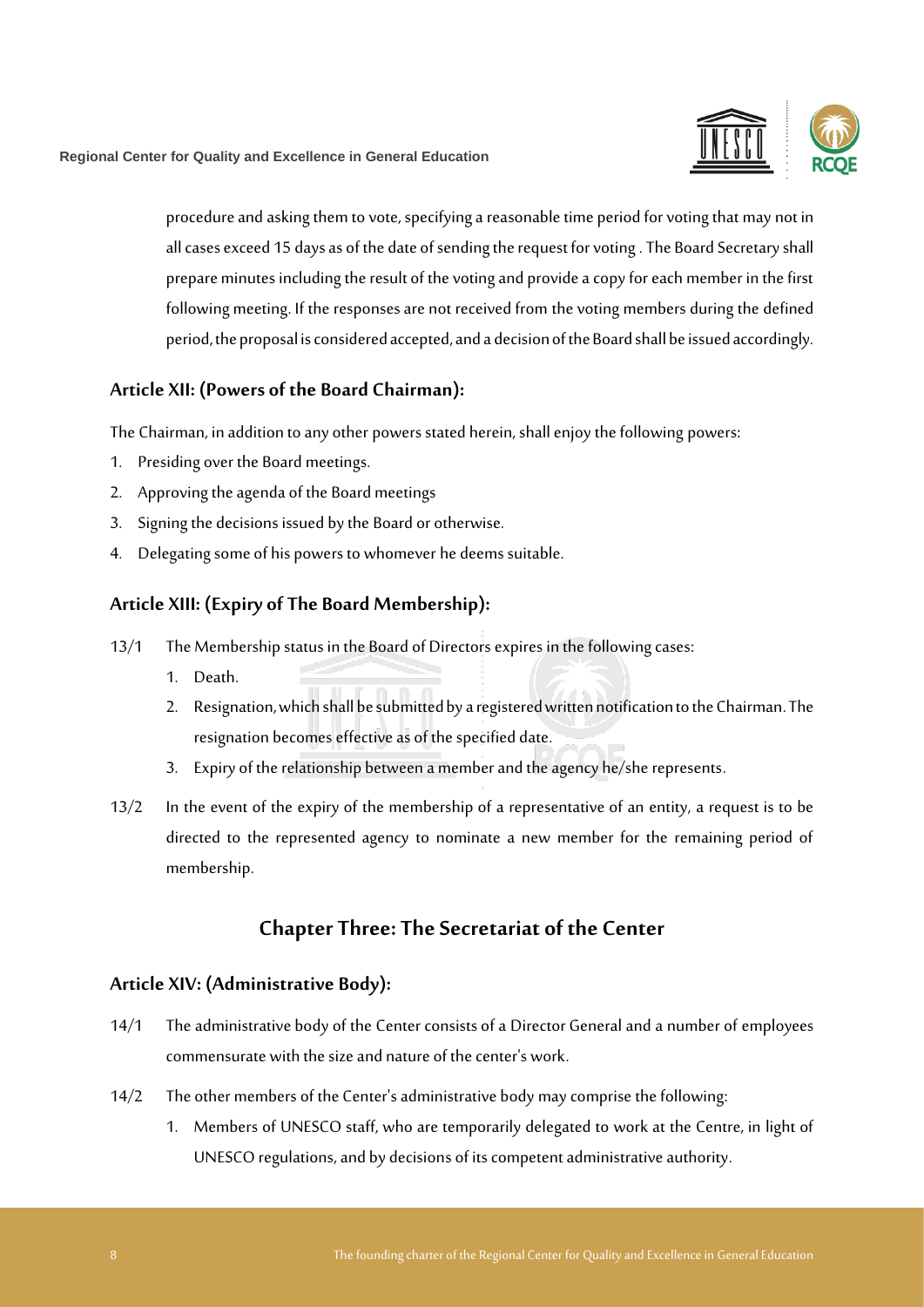procedure and asking them to vote, specifying a reasonable time period for voting that may not in all cases exceed 15 days as of the date of sending the request for voting . The Board Secretary shall prepare minutes including the result of the voting and provide a copy for each member in the first following meeting. If the responses are not received from the voting members during the defined period, the proposal is considered accepted, and a decision of the Board shall be issued accordingly.

### Article XII: (Powers of the Board Chairman):

The Chairman, in addition to any other powers stated herein, shall enjoy the following powers:

1. Presiding over the Board meetings.
2. Approving the agenda of the Board meetings
3. Signing the decisions issued by the Board or otherwise.
4. Delegating some of his powers to whomever he deems suitable.

### Article XIII: (Expiry of The Board Membership):

13/1 The Membership status in the Board of Directors expires in the following cases:

1. Death.
2. Resignation, which shall be submitted by a registered written notification to the Chairman. The resignation becomes effective as of the specified date.
3. Expiry of the relationship between a member and the agency he/she represents.

13/2 In the event of the expiry of the membership of a representative of an entity, a request is to be directed to the represented agency to nominate a new member for the remaining period of membership.

## Chapter Three: The Secretariat of the Center

### Article XIV: (Administrative Body):

14/1 The administrative body of the Center consists of a Director General and a number of employees commensurate with the size and nature of the center's work.

14/2 The other members of the Center's administrative body may comprise the following:

1. Members of UNESCO staff, who are temporarily delegated to work at the Centre, in light of UNESCO regulations, and by decisions of its competent administrative authority.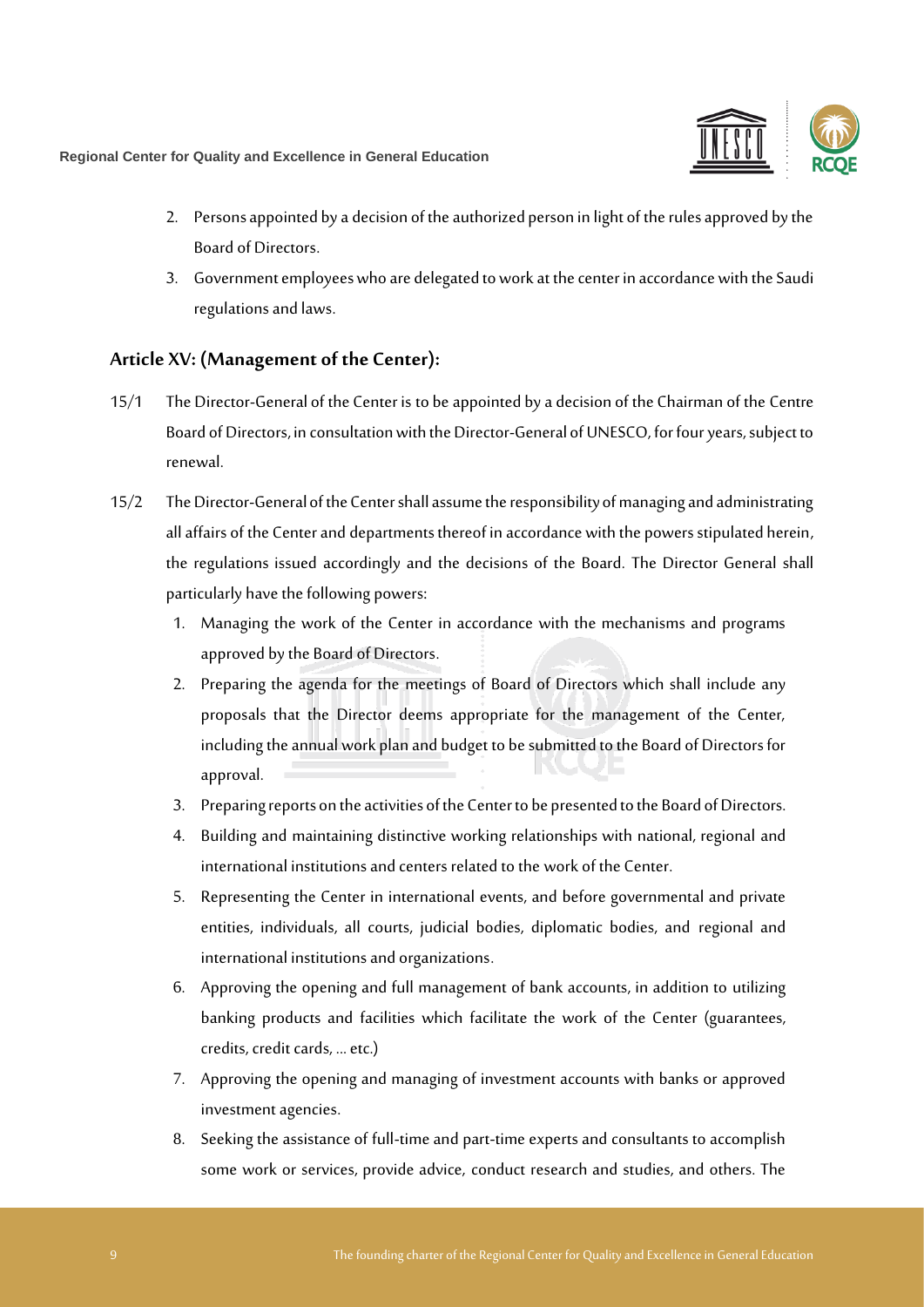2. Persons appointed by a decision of the authorized person in light of the rules approved by the Board of Directors.
3. Government employees who are delegated to work at the center in accordance with the Saudi regulations and laws.

## Article XV: (Management of the Center):

15/1 The Director-General of the Center is to be appointed by a decision of the Chairman of the Centre Board of Directors, in consultation with the Director-General of UNESCO, for four years, subject to renewal.

15/2 The Director-General of the Center shall assume the responsibility of managing and administrating all affairs of the Center and departments thereof in accordance with the powers stipulated herein, the regulations issued accordingly and the decisions of the Board. The Director General shall particularly have the following powers:

1. Managing the work of the Center in accordance with the mechanisms and programs approved by the Board of Directors.
2. Preparing the agenda for the meetings of Board of Directors which shall include any proposals that the Director deems appropriate for the management of the Center, including the annual work plan and budget to be submitted to the Board of Directors for approval.
3. Preparing reports on the activities of the Center to be presented to the Board of Directors.
4. Building and maintaining distinctive working relationships with national, regional and international institutions and centers related to the work of the Center.
5. Representing the Center in international events, and before governmental and private entities, individuals, all courts, judicial bodies, diplomatic bodies, and regional and international institutions and organizations.
6. Approving the opening and full management of bank accounts, in addition to utilizing banking products and facilities which facilitate the work of the Center (guarantees, credits, credit cards, ... etc.)
7. Approving the opening and managing of investment accounts with banks or approved investment agencies.
8. Seeking the assistance of full-time and part-time experts and consultants to accomplish some work or services, provide advice, conduct research and studies, and others. The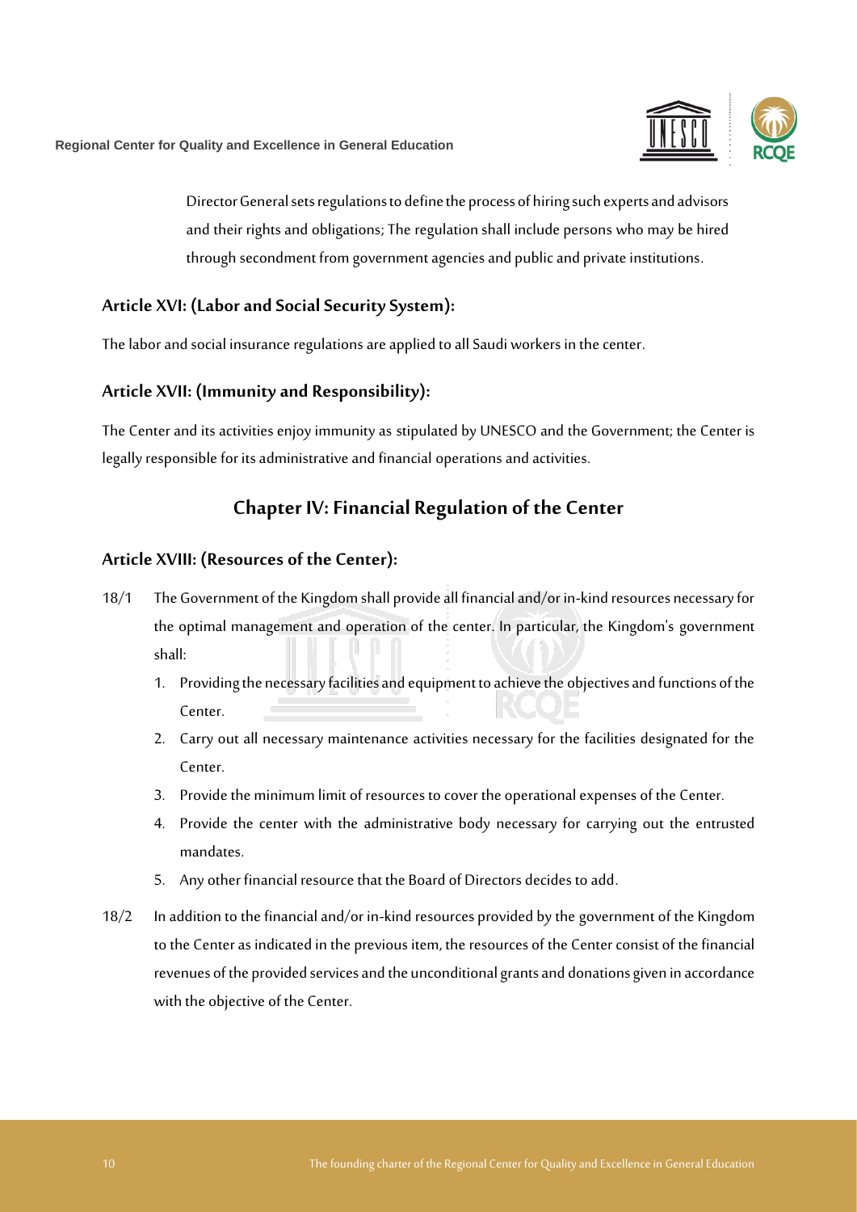Director General sets regulations to define the process of hiring such experts and advisors and their rights and obligations; The regulation shall include persons who may be hired through secondment from government agencies and public and private institutions.

### Article XVI: (Labor and Social Security System):

The labor and social insurance regulations are applied to all Saudi workers in the center.

### Article XVII: (Immunity and Responsibility):

The Center and its activities enjoy immunity as stipulated by UNESCO and the Government; the Center is legally responsible for its administrative and financial operations and activities.

## Chapter IV: Financial Regulation of the Center

### Article XVIII: (Resources of the Center):

18/1 The Government of the Kingdom shall provide all financial and/or in-kind resources necessary for the optimal management and operation of the center. In particular, the Kingdom's government shall:

1. Providing the necessary facilities and equipment to achieve the objectives and functions of the Center.
2. Carry out all necessary maintenance activities necessary for the facilities designated for the Center.
3. Provide the minimum limit of resources to cover the operational expenses of the Center.
4. Provide the center with the administrative body necessary for carrying out the entrusted mandates.
5. Any other financial resource that the Board of Directors decides to add.

18/2 In addition to the financial and/or in-kind resources provided by the government of the Kingdom to the Center as indicated in the previous item, the resources of the Center consist of the financial revenues of the provided services and the unconditional grants and donations given in accordance with the objective of the Center.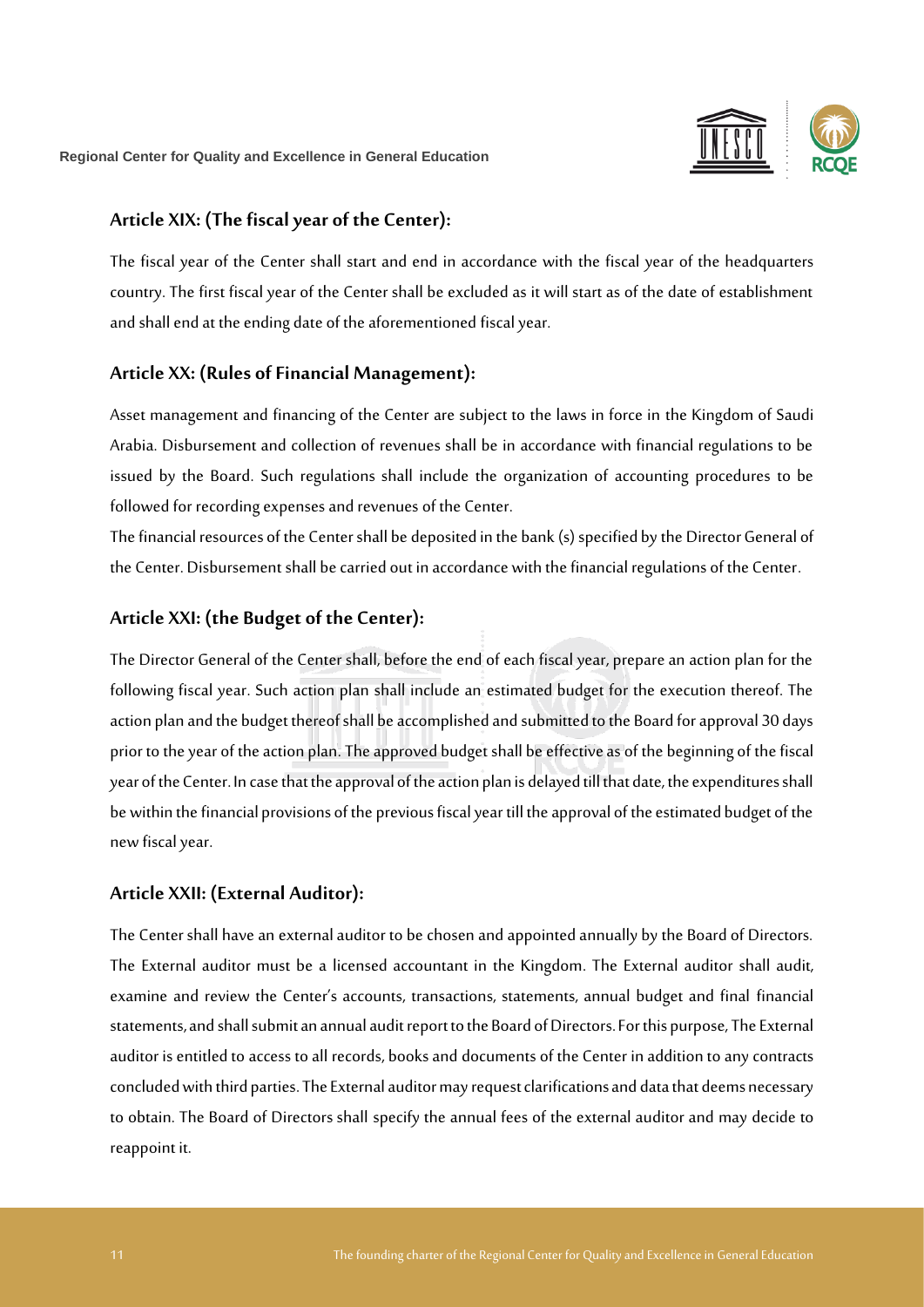## Article XIX: (The fiscal year of the Center):

The fiscal year of the Center shall start and end in accordance with the fiscal year of the headquarters country. The first fiscal year of the Center shall be excluded as it will start as of the date of establishment and shall end at the ending date of the aforementioned fiscal year.

## Article XX: (Rules of Financial Management):

Asset management and financing of the Center are subject to the laws in force in the Kingdom of Saudi Arabia. Disbursement and collection of revenues shall be in accordance with financial regulations to be issued by the Board. Such regulations shall include the organization of accounting procedures to be followed for recording expenses and revenues of the Center.

The financial resources of the Center shall be deposited in the bank (s) specified by the Director General of the Center. Disbursement shall be carried out in accordance with the financial regulations of the Center.

## Article XXI: (the Budget of the Center):

The Director General of the Center shall, before the end of each fiscal year, prepare an action plan for the following fiscal year. Such action plan shall include an estimated budget for the execution thereof. The action plan and the budget thereof shall be accomplished and submitted to the Board for approval 30 days prior to the year of the action plan. The approved budget shall be effective as of the beginning of the fiscal year of the Center. In case that the approval of the action plan is delayed till that date, the expenditures shall be within the financial provisions of the previous fiscal year till the approval of the estimated budget of the new fiscal year.

## Article XXII: (External Auditor):

The Center shall have an external auditor to be chosen and appointed annually by the Board of Directors. The External auditor must be a licensed accountant in the Kingdom. The External auditor shall audit, examine and review the Center's accounts, transactions, statements, annual budget and final financial statements, and shall submit an annual audit report to the Board of Directors. For this purpose, The External auditor is entitled to access to all records, books and documents of the Center in addition to any contracts concluded with third parties. The External auditor may request clarifications and data that deems necessary to obtain. The Board of Directors shall specify the annual fees of the external auditor and may decide to reappoint it.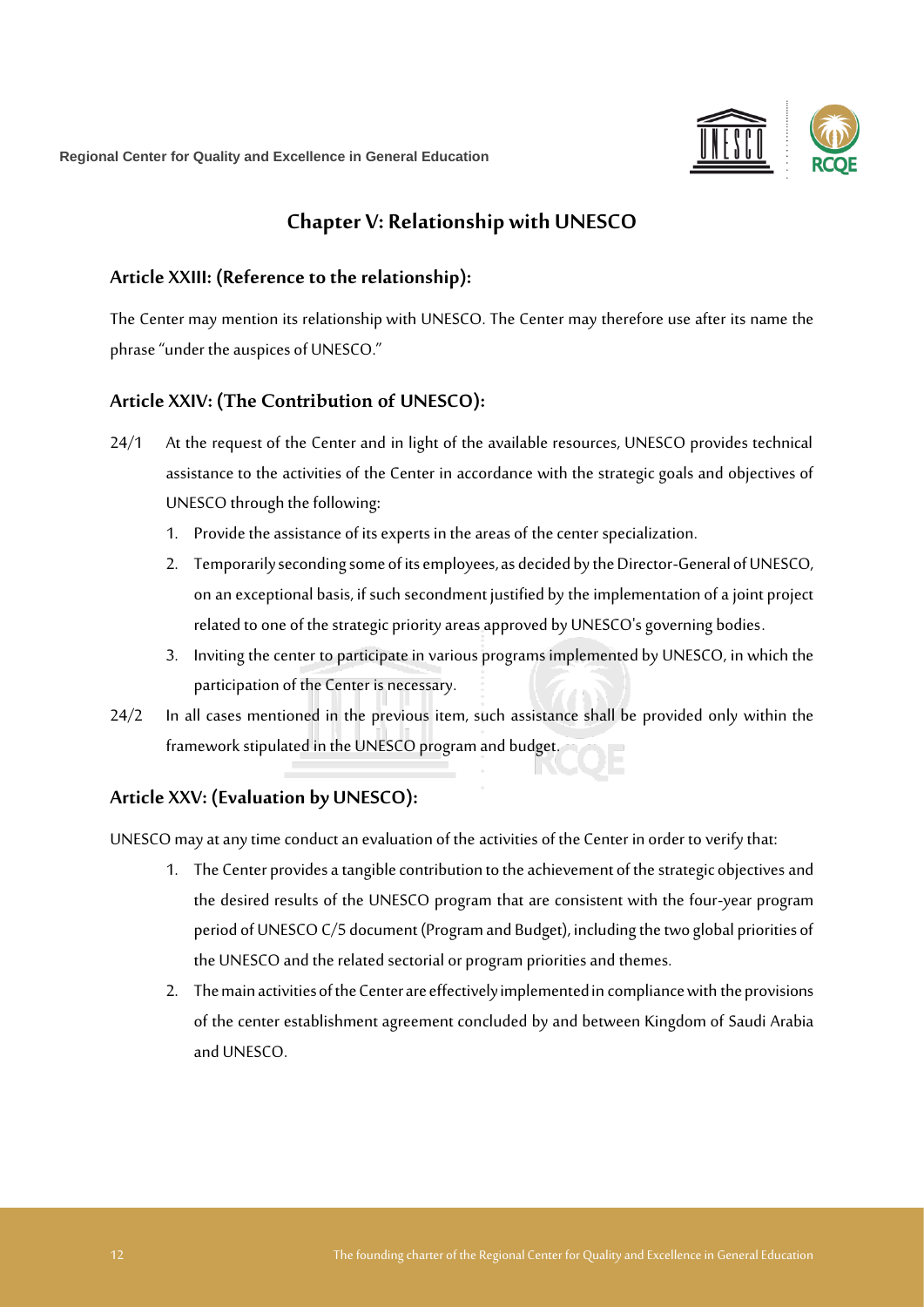## Chapter V: Relationship with UNESCO

### Article XXIII: (Reference to the relationship):

The Center may mention its relationship with UNESCO. The Center may therefore use after its name the phrase "under the auspices of UNESCO."

### Article XXIV: (The Contribution of UNESCO):

24/1 At the request of the Center and in light of the available resources, UNESCO provides technical assistance to the activities of the Center in accordance with the strategic goals and objectives of UNESCO through the following:

1. Provide the assistance of its experts in the areas of the center specialization.
2. Temporarily seconding some of its employees, as decided by the Director-General of UNESCO, on an exceptional basis, if such secondment justified by the implementation of a joint project related to one of the strategic priority areas approved by UNESCO's governing bodies.
3. Inviting the center to participate in various programs implemented by UNESCO, in which the participation of the Center is necessary.

24/2 In all cases mentioned in the previous item, such assistance shall be provided only within the framework stipulated in the UNESCO program and budget.

### Article XXV: (Evaluation by UNESCO):

UNESCO may at any time conduct an evaluation of the activities of the Center in order to verify that:

1. The Center provides a tangible contribution to the achievement of the strategic objectives and the desired results of the UNESCO program that are consistent with the four-year program period of UNESCO C/5 document (Program and Budget), including the two global priorities of the UNESCO and the related sectorial or program priorities and themes.
2. The main activities of the Center are effectively implemented in compliance with the provisions of the center establishment agreement concluded by and between Kingdom of Saudi Arabia and UNESCO.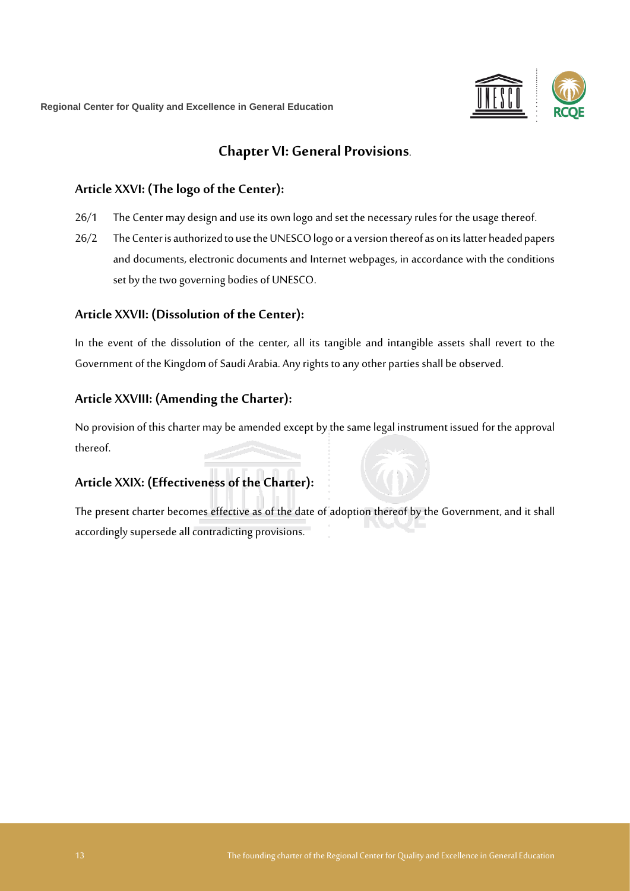## Chapter VI: General Provisions.

### Article XXVI: (The logo of the Center):

26/1 The Center may design and use its own logo and set the necessary rules for the usage thereof.

26/2 The Center is authorized to use the UNESCO logo or a version thereof as on its latter headed papers and documents, electronic documents and Internet webpages, in accordance with the conditions set by the two governing bodies of UNESCO.

### Article XXVII: (Dissolution of the Center):

In the event of the dissolution of the center, all its tangible and intangible assets shall revert to the Government of the Kingdom of Saudi Arabia. Any rights to any other parties shall be observed.

### Article XXVIII: (Amending the Charter):

No provision of this charter may be amended except by the same legal instrument issued for the approval thereof.

### Article XXIX: (Effectiveness of the Charter):

The present charter becomes effective as of the date of adoption thereof by the Government, and it shall accordingly supersede all contradicting provisions.